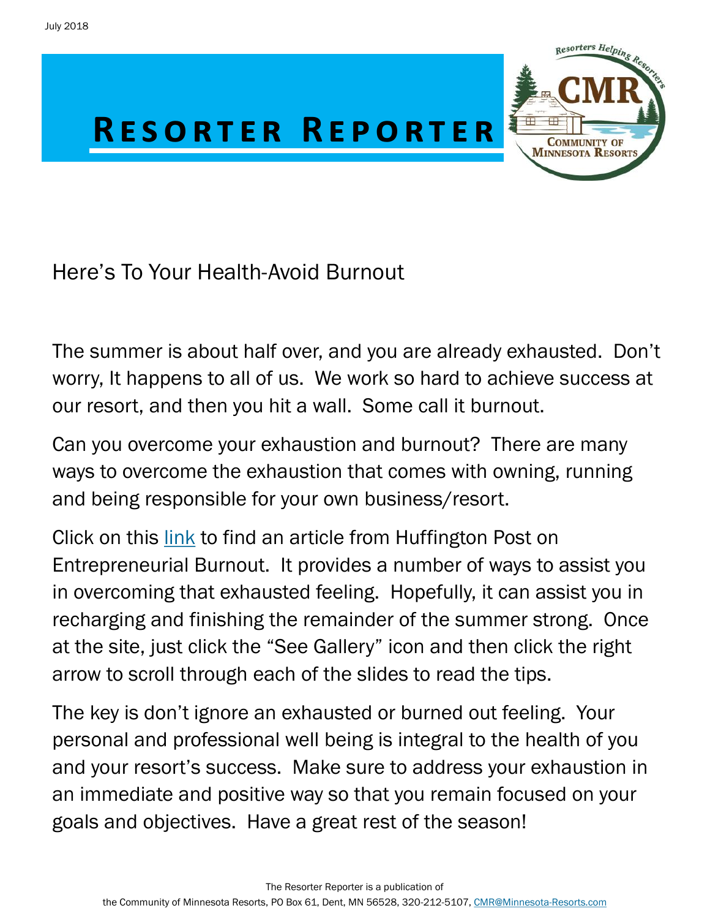July 2018

# Resorter Reporter

## Here's To Your Health-Avoid Burnout

The summer is about half over, and you are already exhausted. Don't worry, It happens to all of us. We work so hard to achieve success at our resort, and then you hit a wall. Some call it burnout.

Can you overcome your exhaustion and burnout? There are many ways to overcome the exhaustion that comes with owning, running and being responsible for your own business/resort.

Click on this link to find an article from Huffington Post on Entrepreneurial Burnout. It provides a number of ways to assist you in overcoming that exhausted feeling. Hopefully, it can assist you in recharging and finishing the remainder of the summer strong. Once at the site, just click the "See Gallery" icon and then click the right arrow to scroll through each of the slides to read the tips.

The key is don't ignore an exhausted or burned out feeling. Your personal and professional well being is integral to the health of you and your resort's success. Make sure to address your exhaustion in an immediate and positive way so that you remain focused on your goals and objectives. Have a great rest of the season!

The Resorter Reporter is a publication of the Community of Minnesota Resorts, PO Box 61, Dent, MN 56528, 320-212-5107, CMR@Minnesota-Resorts.com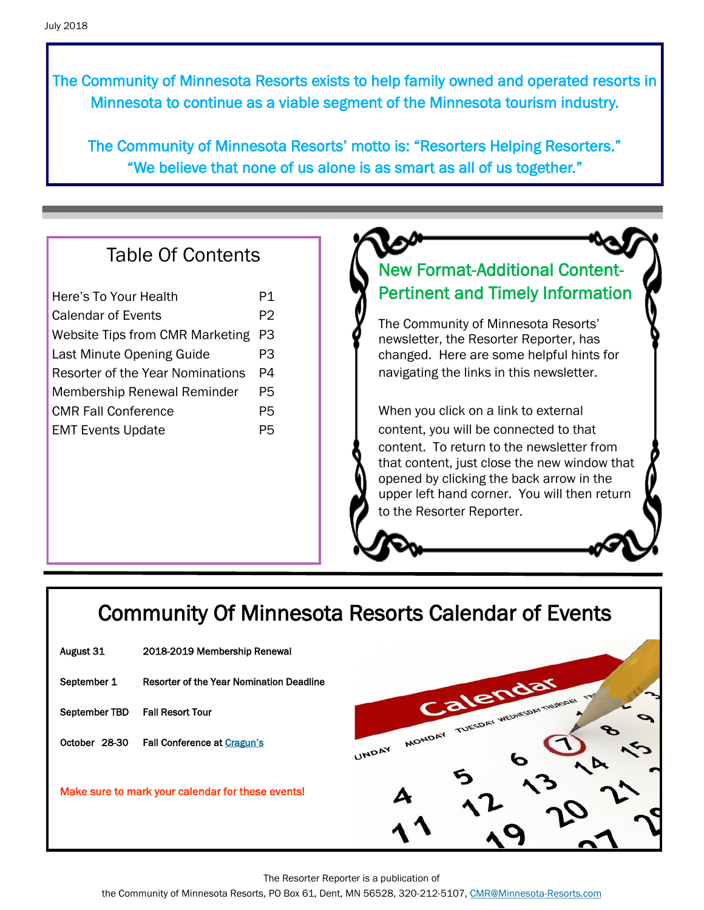The Community of Minnesota Resorts exists to help family owned and operated resorts in Minnesota to continue as a viable segment of the Minnesota tourism industry.

The Community of Minnesota Resorts' motto is: "Resorters Helping Resorters." "We believe that none of us alone is as smart as all of us together."

## Table Of Contents

| | |
|---|---|
| Here's To Your Health | P1 |
| Calendar of Events | P2 |
| Website Tips from CMR Marketing | P3 |
| Last Minute Opening Guide | P3 |
| Resorter of the Year Nominations | P4 |
| Membership Renewal Reminder | P5 |
| CMR Fall Conference | P5 |
| EMT Events Update | P5 |

## New Format-Additional Content-Pertinent and Timely Information

The Community of Minnesota Resorts' newsletter, the Resorter Reporter, has changed. Here are some helpful hints for navigating the links in this newsletter.

When you click on a link to external content, you will be connected to that content. To return to the newsletter from that content, just close the new window that opened by clicking the back arrow in the upper left hand corner. You will then return to the Resorter Reporter.

## Community Of Minnesota Resorts Calendar of Events

| | |
|---|---|
| August 31 | 2018-2019 Membership Renewal |
| September 1 | Resorter of the Year Nomination Deadline |
| September TBD | Fall Resort Tour |
| October 28-30 | Fall Conference at Cragun's |

Make sure to mark your calendar for these events!

The Resorter Reporter is a publication of the Community of Minnesota Resorts, PO Box 61, Dent, MN 56528, 320-212-5107, CMR@Minnesota-Resorts.com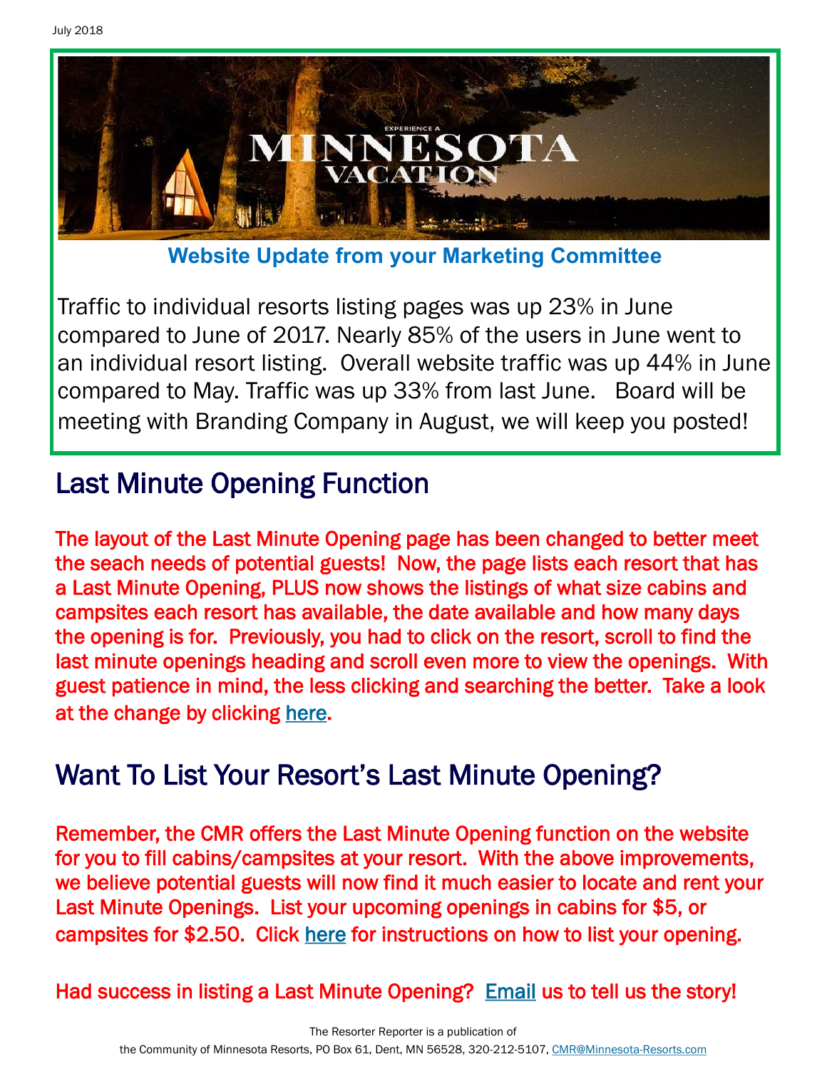July 2018

## Website Update from your Marketing Committee

Traffic to individual resorts listing pages was up 23% in June compared to June of 2017. Nearly 85% of the users in June went to an individual resort listing. Overall website traffic was up 44% in June compared to May. Traffic was up 33% from last June. Board will be meeting with Branding Company in August, we will keep you posted!

# Last Minute Opening Function

The layout of the Last Minute Opening page has been changed to better meet the seach needs of potential guests! Now, the page lists each resort that has a Last Minute Opening, PLUS now shows the listings of what size cabins and campsites each resort has available, the date available and how many days the opening is for. Previously, you had to click on the resort, scroll to find the last minute openings heading and scroll even more to view the openings. With guest patience in mind, the less clicking and searching the better. Take a look at the change by clicking here.

# Want To List Your Resort's Last Minute Opening?

Remember, the CMR offers the Last Minute Opening function on the website for you to fill cabins/campsites at your resort. With the above improvements, we believe potential guests will now find it much easier to locate and rent your Last Minute Openings. List your upcoming openings in cabins for $5, or campsites for $2.50. Click here for instructions on how to list your opening.

Had success in listing a Last Minute Opening? Email us to tell us the story!

The Resorter Reporter is a publication of
the Community of Minnesota Resorts, PO Box 61, Dent, MN 56528, 320-212-5107, CMR@Minnesota-Resorts.com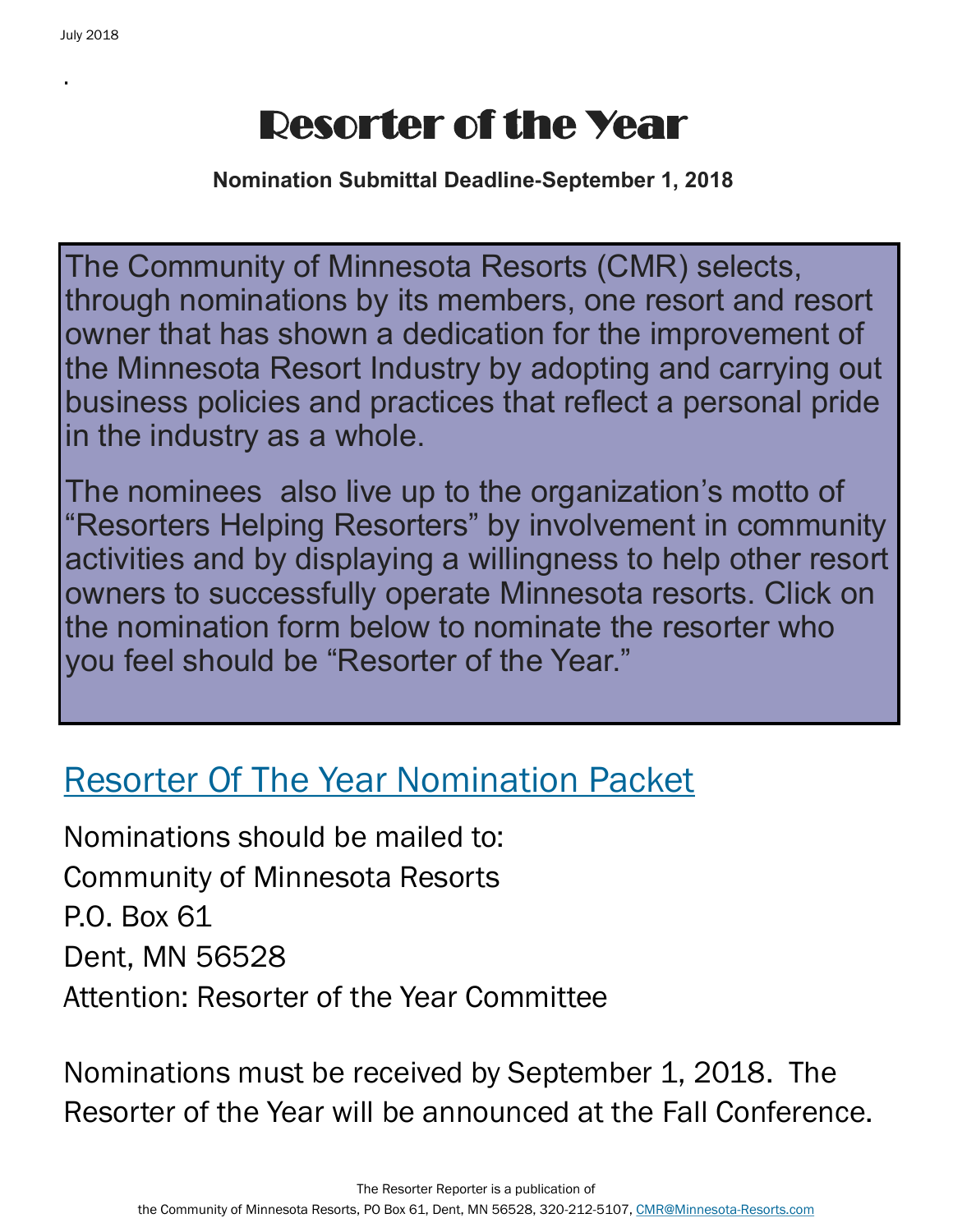# Resorter of the Year

**Nomination Submittal Deadline-September 1, 2018**

The Community of Minnesota Resorts (CMR) selects, through nominations by its members, one resort and resort owner that has shown a dedication for the improvement of the Minnesota Resort Industry by adopting and carrying out business policies and practices that reflect a personal pride in the industry as a whole.

The nominees also live up to the organization's motto of "Resorters Helping Resorters" by involvement in community activities and by displaying a willingness to help other resort owners to successfully operate Minnesota resorts. Click on the nomination form below to nominate the resorter who you feel should be "Resorter of the Year."

## Resorter Of The Year Nomination Packet

Nominations should be mailed to:
Community of Minnesota Resorts
P.O. Box 61
Dent, MN 56528
Attention: Resorter of the Year Committee

Nominations must be received by September 1, 2018. The Resorter of the Year will be announced at the Fall Conference.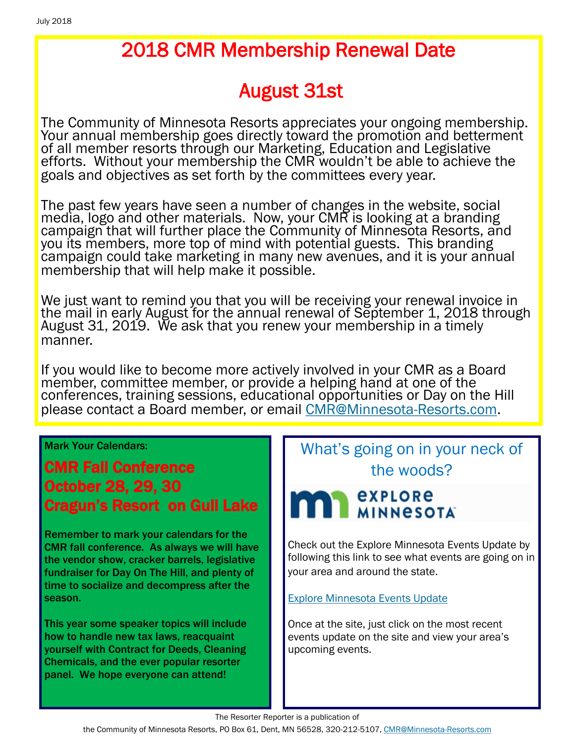# 2018 CMR Membership Renewal Date

# August 31st

The Community of Minnesota Resorts appreciates your ongoing membership. Your annual membership goes directly toward the promotion and betterment of all member resorts through our Marketing, Education and Legislative efforts. Without your membership the CMR wouldn't be able to achieve the goals and objectives as set forth by the committees every year.

The past few years have seen a number of changes in the website, social media, logo and other materials. Now, your CMR is looking at a branding campaign that will further place the Community of Minnesota Resorts, and you its members, more top of mind with potential guests. This branding campaign could take marketing in many new avenues, and it is your annual membership that will help make it possible.

We just want to remind you that you will be receiving your renewal invoice in the mail in early August for the annual renewal of September 1, 2018 through August 31, 2019. We ask that you renew your membership in a timely manner.

If you would like to become more actively involved in your CMR as a Board member, committee member, or provide a helping hand at one of the conferences, training sessions, educational opportunities or Day on the Hill please contact a Board member, or email CMR@Minnesota-Resorts.com.

**Mark Your Calendars:**

## CMR Fall Conference October 28, 29, 30 Cragun's Resort on Gull Lake

**Remember to mark your calendars for the CMR fall conference. As always we will have the vendor show, cracker barrels, legislative fundraiser for Day On The Hill, and plenty of time to socialize and decompress after the season.**

**This year some speaker topics will include how to handle new tax laws, reacquaint yourself with Contract for Deeds, Cleaning Chemicals, and the ever popular resorter panel. We hope everyone can attend!**

## What's going on in your neck of the woods?

EXPLORE MINNESOTA

Check out the Explore Minnesota Events Update by following this link to see what events are going on in your area and around the state.

Explore Minnesota Events Update

Once at the site, just click on the most recent events update on the site and view your area's upcoming events.

The Resorter Reporter is a publication of the Community of Minnesota Resorts, PO Box 61, Dent, MN 56528, 320-212-5107, CMR@Minnesota-Resorts.com